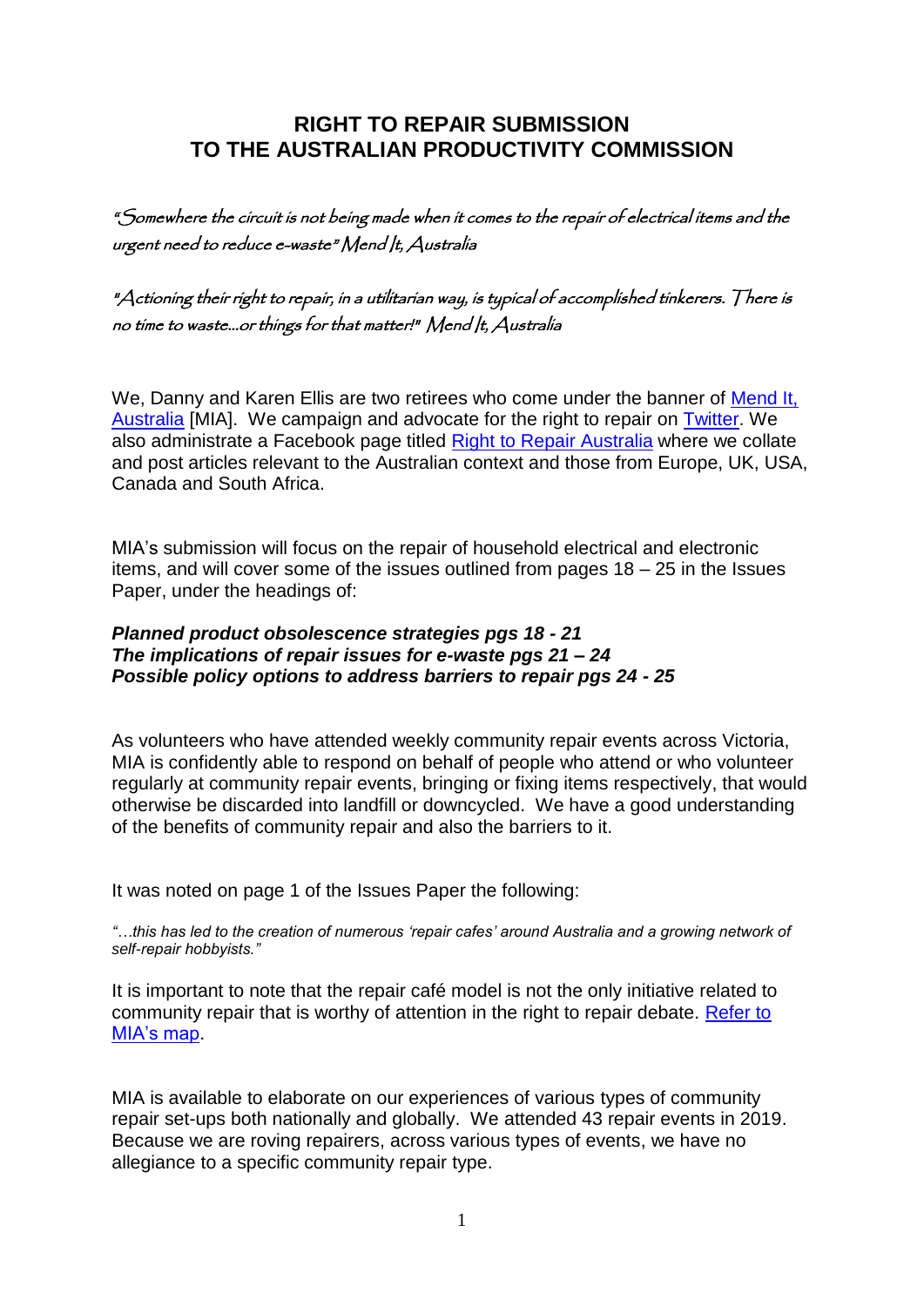# RIGHT TO REPAIR SUBMISSION TO THE AUSTRALIAN PRODUCTIVITY COMMISSION

*"Somewhere the circuit is not being made when it comes to the repair of electrical items and the urgent need to reduce e-waste" Mend It, Australia*

*"Actioning their right to repair, in a utilitarian way, is typical of accomplished tinkerers. There is no time to waste...or things for that matter!" Mend It, Australia*

We, Danny and Karen Ellis are two retirees who come under the banner of Mend It, Australia [MIA]. We campaign and advocate for the right to repair on Twitter. We also administrate a Facebook page titled Right to Repair Australia where we collate and post articles relevant to the Australian context and those from Europe, UK, USA, Canada and South Africa.

MIA's submission will focus on the repair of household electrical and electronic items, and will cover some of the issues outlined from pages 18 – 25 in the Issues Paper, under the headings of:

***Planned product obsolescence strategies pgs 18 - 21***
***The implications of repair issues for e-waste pgs 21 – 24***
***Possible policy options to address barriers to repair pgs 24 - 25***

As volunteers who have attended weekly community repair events across Victoria, MIA is confidently able to respond on behalf of people who attend or who volunteer regularly at community repair events, bringing or fixing items respectively, that would otherwise be discarded into landfill or downcycled. We have a good understanding of the benefits of community repair and also the barriers to it.

It was noted on page 1 of the Issues Paper the following:

*"…this has led to the creation of numerous 'repair cafes' around Australia and a growing network of self-repair hobbyists."*

It is important to note that the repair café model is not the only initiative related to community repair that is worthy of attention in the right to repair debate. Refer to MIA's map.

MIA is available to elaborate on our experiences of various types of community repair set-ups both nationally and globally. We attended 43 repair events in 2019. Because we are roving repairers, across various types of events, we have no allegiance to a specific community repair type.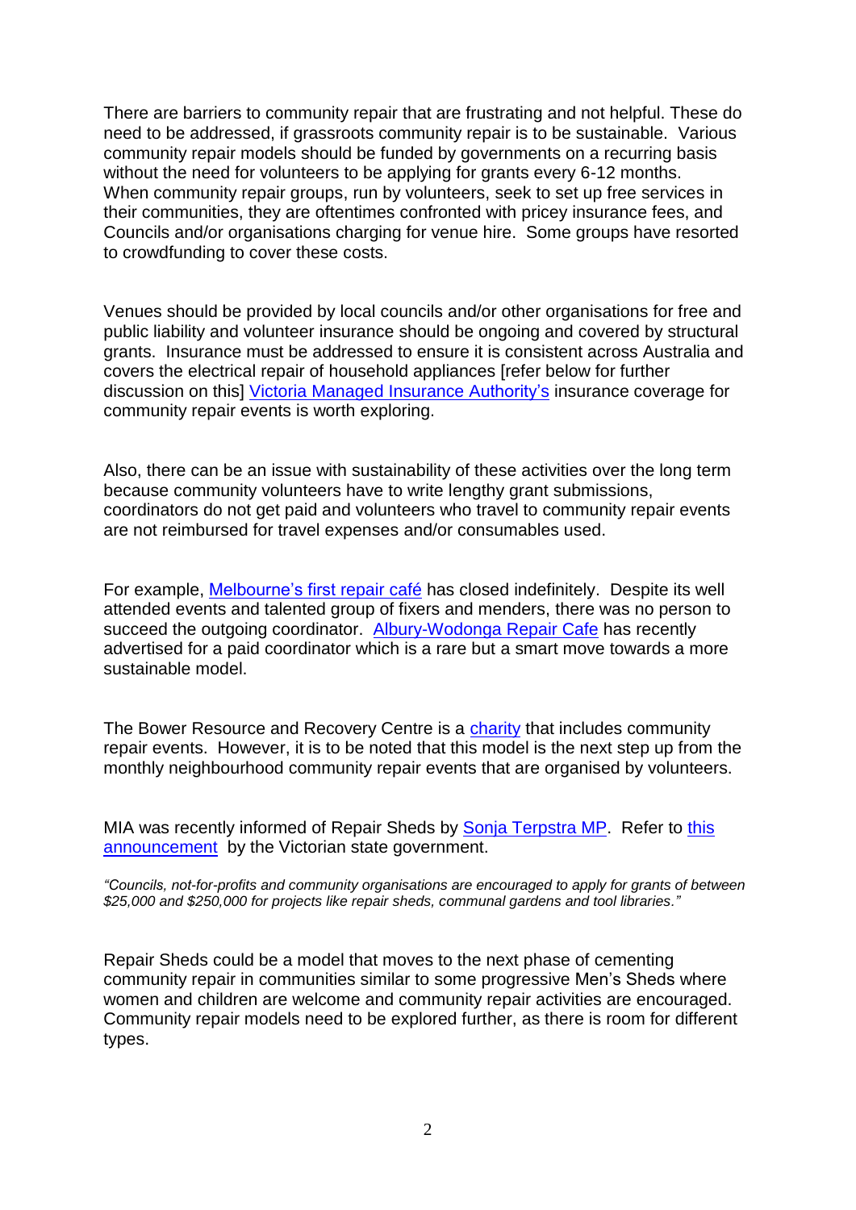There are barriers to community repair that are frustrating and not helpful. These do need to be addressed, if grassroots community repair is to be sustainable. Various community repair models should be funded by governments on a recurring basis without the need for volunteers to be applying for grants every 6-12 months. When community repair groups, run by volunteers, seek to set up free services in their communities, they are oftentimes confronted with pricey insurance fees, and Councils and/or organisations charging for venue hire. Some groups have resorted to crowdfunding to cover these costs.

Venues should be provided by local councils and/or other organisations for free and public liability and volunteer insurance should be ongoing and covered by structural grants. Insurance must be addressed to ensure it is consistent across Australia and covers the electrical repair of household appliances [refer below for further discussion on this] Victoria Managed Insurance Authority's insurance coverage for community repair events is worth exploring.

Also, there can be an issue with sustainability of these activities over the long term because community volunteers have to write lengthy grant submissions, coordinators do not get paid and volunteers who travel to community repair events are not reimbursed for travel expenses and/or consumables used.

For example, Melbourne's first repair café has closed indefinitely. Despite its well attended events and talented group of fixers and menders, there was no person to succeed the outgoing coordinator. Albury-Wodonga Repair Cafe has recently advertised for a paid coordinator which is a rare but a smart move towards a more sustainable model.

The Bower Resource and Recovery Centre is a charity that includes community repair events. However, it is to be noted that this model is the next step up from the monthly neighbourhood community repair events that are organised by volunteers.

MIA was recently informed of Repair Sheds by Sonja Terpstra MP. Refer to this announcement by the Victorian state government.

*"Councils, not-for-profits and community organisations are encouraged to apply for grants of between $25,000 and $250,000 for projects like repair sheds, communal gardens and tool libraries."*

Repair Sheds could be a model that moves to the next phase of cementing community repair in communities similar to some progressive Men's Sheds where women and children are welcome and community repair activities are encouraged. Community repair models need to be explored further, as there is room for different types.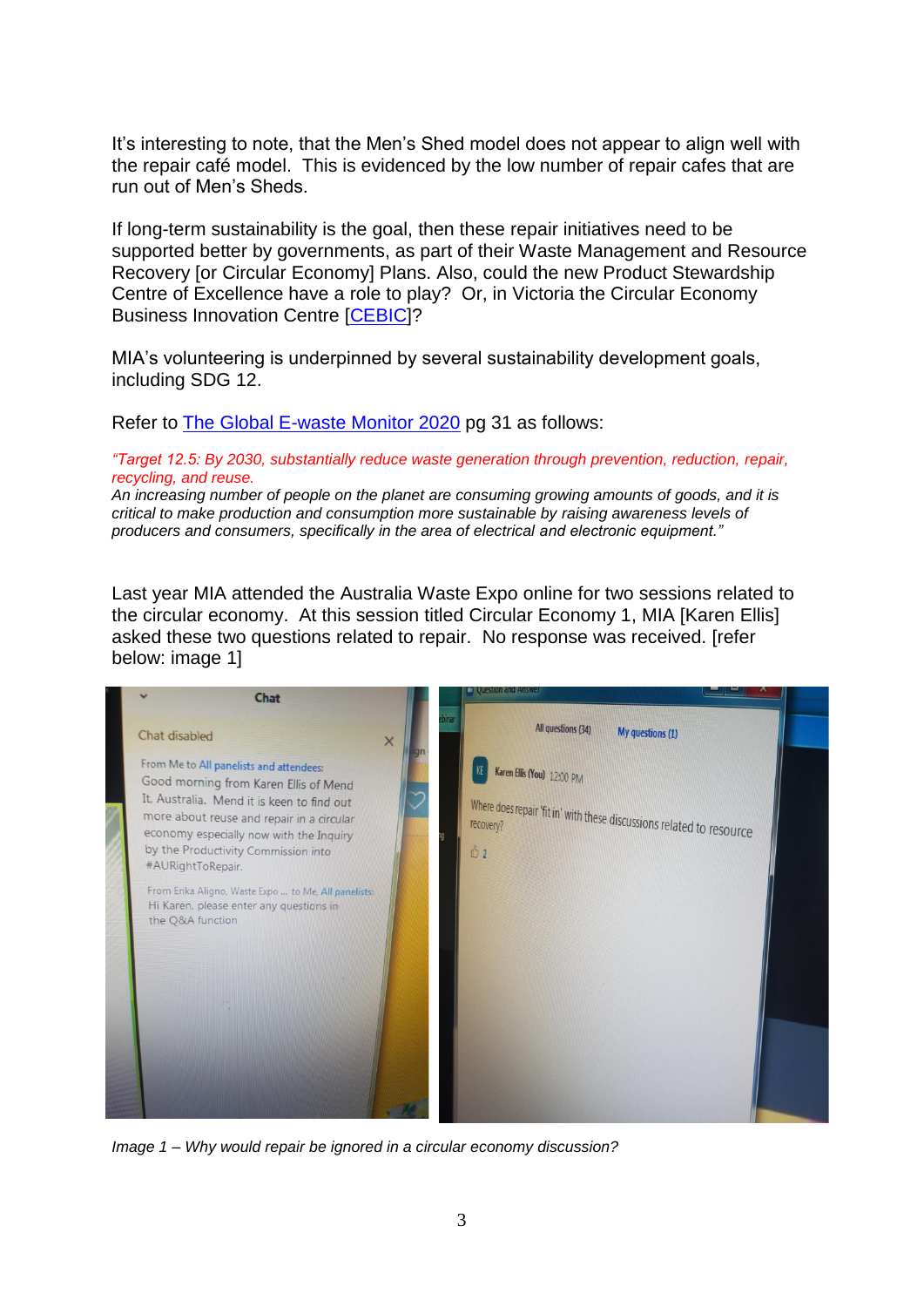It's interesting to note, that the Men's Shed model does not appear to align well with the repair café model. This is evidenced by the low number of repair cafes that are run out of Men's Sheds.

If long-term sustainability is the goal, then these repair initiatives need to be supported better by governments, as part of their Waste Management and Resource Recovery [or Circular Economy] Plans. Also, could the new Product Stewardship Centre of Excellence have a role to play? Or, in Victoria the Circular Economy Business Innovation Centre [CEBIC]?

MIA's volunteering is underpinned by several sustainability development goals, including SDG 12.

Refer to The Global E-waste Monitor 2020 pg 31 as follows:

*"Target 12.5: By 2030, substantially reduce waste generation through prevention, reduction, repair, recycling, and reuse.*
*An increasing number of people on the planet are consuming growing amounts of goods, and it is critical to make production and consumption more sustainable by raising awareness levels of producers and consumers, specifically in the area of electrical and electronic equipment."*

Last year MIA attended the Australia Waste Expo online for two sessions related to the circular economy. At this session titled Circular Economy 1, MIA [Karen Ellis] asked these two questions related to repair. No response was received. [refer below: image 1]

*Image 1 – Why would repair be ignored in a circular economy discussion?*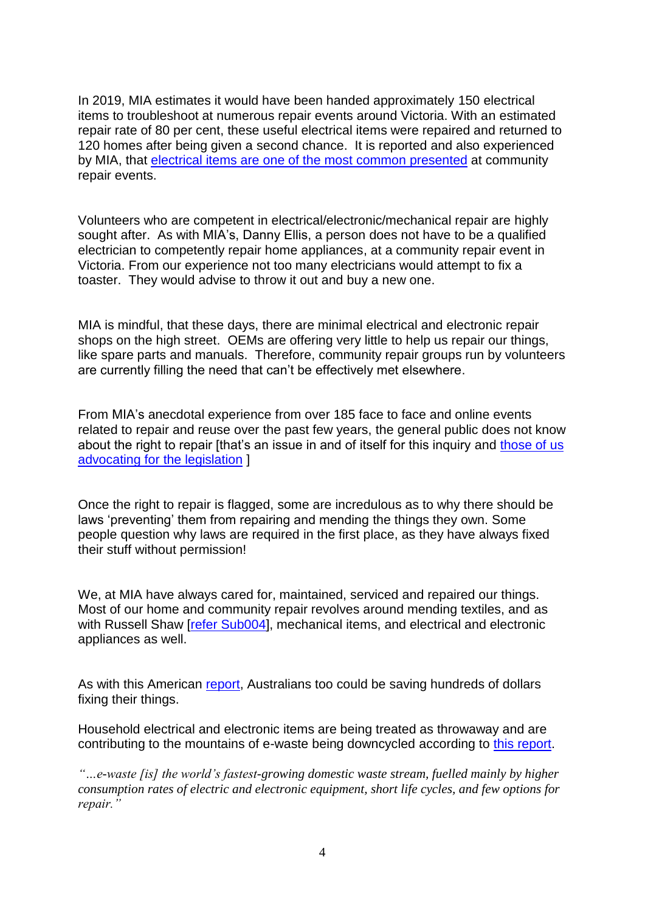In 2019, MIA estimates it would have been handed approximately 150 electrical items to troubleshoot at numerous repair events around Victoria. With an estimated repair rate of 80 per cent, these useful electrical items were repaired and returned to 120 homes after being given a second chance. It is reported and also experienced by MIA, that electrical items are one of the most common presented at community repair events.

Volunteers who are competent in electrical/electronic/mechanical repair are highly sought after. As with MIA's, Danny Ellis, a person does not have to be a qualified electrician to competently repair home appliances, at a community repair event in Victoria. From our experience not too many electricians would attempt to fix a toaster. They would advise to throw it out and buy a new one.

MIA is mindful, that these days, there are minimal electrical and electronic repair shops on the high street. OEMs are offering very little to help us repair our things, like spare parts and manuals. Therefore, community repair groups run by volunteers are currently filling the need that can't be effectively met elsewhere.

From MIA's anecdotal experience from over 185 face to face and online events related to repair and reuse over the past few years, the general public does not know about the right to repair [that's an issue in and of itself for this inquiry and those of us advocating for the legislation ]

Once the right to repair is flagged, some are incredulous as to why there should be laws 'preventing' them from repairing and mending the things they own. Some people question why laws are required in the first place, as they have always fixed their stuff without permission!

We, at MIA have always cared for, maintained, serviced and repaired our things. Most of our home and community repair revolves around mending textiles, and as with Russell Shaw [refer Sub004], mechanical items, and electrical and electronic appliances as well.

As with this American report, Australians too could be saving hundreds of dollars fixing their things.

Household electrical and electronic items are being treated as throwaway and are contributing to the mountains of e-waste being downcycled according to this report.

*"…e-waste [is] the world's fastest-growing domestic waste stream, fuelled mainly by higher consumption rates of electric and electronic equipment, short life cycles, and few options for repair."*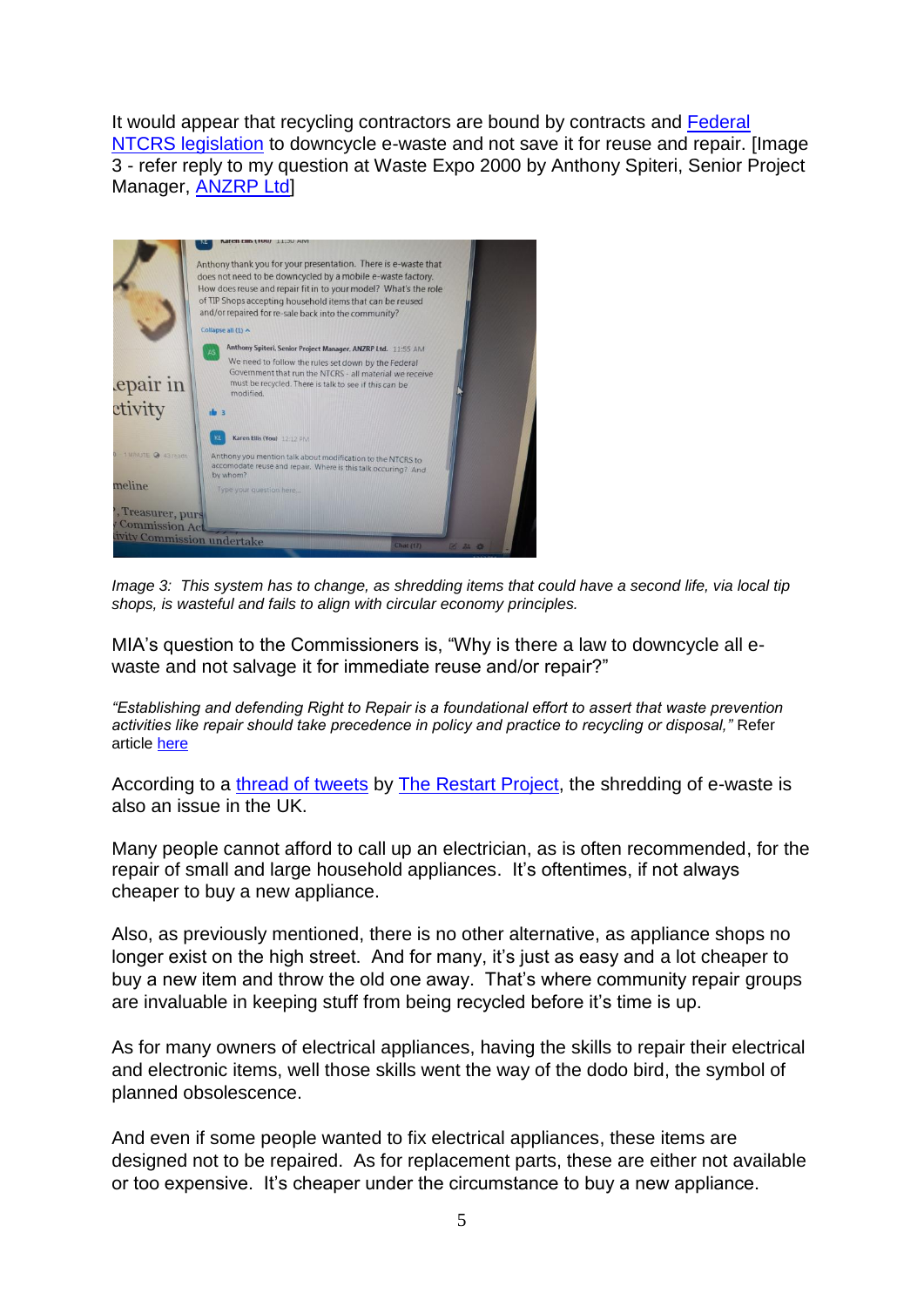It would appear that recycling contractors are bound by contracts and Federal NTCRS legislation to downcycle e-waste and not save it for reuse and repair. [Image 3 - refer reply to my question at Waste Expo 2000 by Anthony Spiteri, Senior Project Manager, ANZRP Ltd]

*Image 3: This system has to change, as shredding items that could have a second life, via local tip shops, is wasteful and fails to align with circular economy principles.*

MIA's question to the Commissioners is, "Why is there a law to downcycle all e-waste and not salvage it for immediate reuse and/or repair?"

*"Establishing and defending Right to Repair is a foundational effort to assert that waste prevention activities like repair should take precedence in policy and practice to recycling or disposal,"* Refer article here

According to a thread of tweets by The Restart Project, the shredding of e-waste is also an issue in the UK.

Many people cannot afford to call up an electrician, as is often recommended, for the repair of small and large household appliances. It's oftentimes, if not always cheaper to buy a new appliance.

Also, as previously mentioned, there is no other alternative, as appliance shops no longer exist on the high street. And for many, it's just as easy and a lot cheaper to buy a new item and throw the old one away. That's where community repair groups are invaluable in keeping stuff from being recycled before it's time is up.

As for many owners of electrical appliances, having the skills to repair their electrical and electronic items, well those skills went the way of the dodo bird, the symbol of planned obsolescence.

And even if some people wanted to fix electrical appliances, these items are designed not to be repaired. As for replacement parts, these are either not available or too expensive. It's cheaper under the circumstance to buy a new appliance.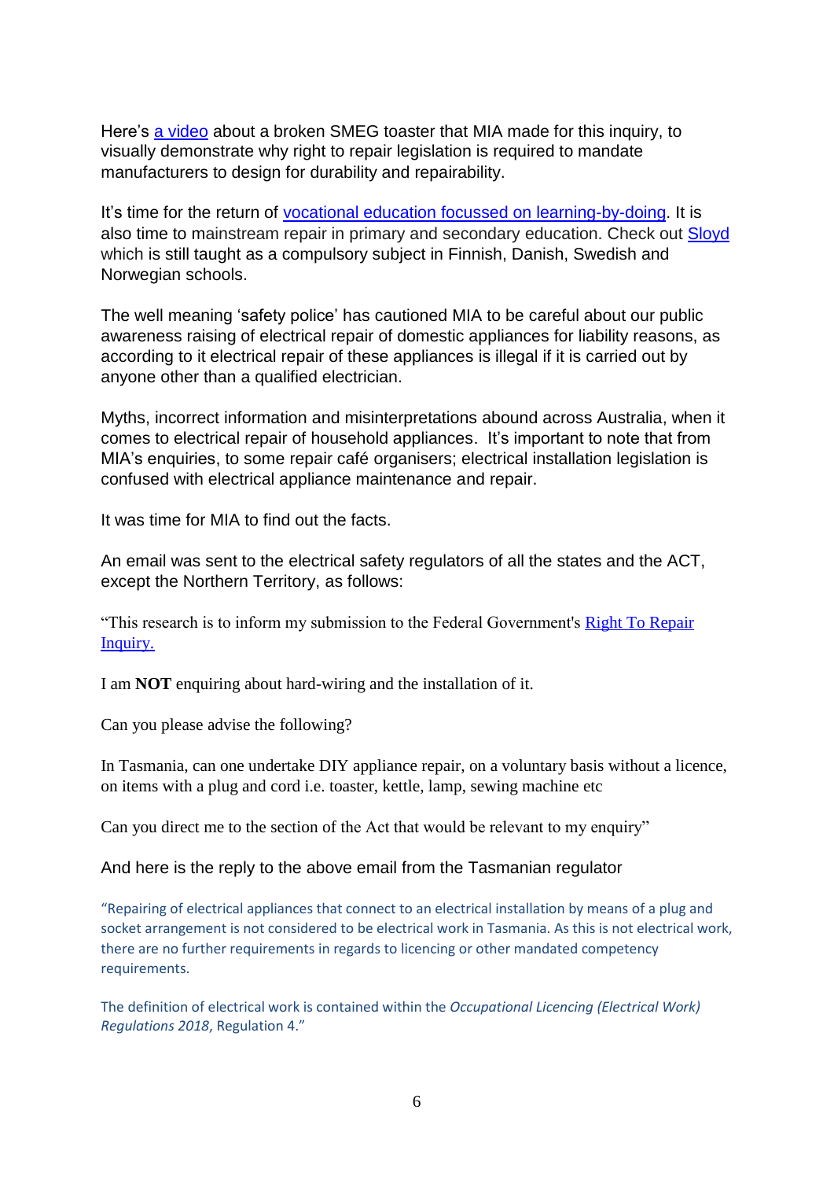Here's a video about a broken SMEG toaster that MIA made for this inquiry, to visually demonstrate why right to repair legislation is required to mandate manufacturers to design for durability and repairability.

It's time for the return of vocational education focussed on learning-by-doing. It is also time to mainstream repair in primary and secondary education. Check out Sloyd which is still taught as a compulsory subject in Finnish, Danish, Swedish and Norwegian schools.

The well meaning 'safety police' has cautioned MIA to be careful about our public awareness raising of electrical repair of domestic appliances for liability reasons, as according to it electrical repair of these appliances is illegal if it is carried out by anyone other than a qualified electrician.

Myths, incorrect information and misinterpretations abound across Australia, when it comes to electrical repair of household appliances. It's important to note that from MIA's enquiries, to some repair café organisers; electrical installation legislation is confused with electrical appliance maintenance and repair.

It was time for MIA to find out the facts.

An email was sent to the electrical safety regulators of all the states and the ACT, except the Northern Territory, as follows:

"This research is to inform my submission to the Federal Government's Right To Repair Inquiry.

I am **NOT** enquiring about hard-wiring and the installation of it.

Can you please advise the following?

In Tasmania, can one undertake DIY appliance repair, on a voluntary basis without a licence, on items with a plug and cord i.e. toaster, kettle, lamp, sewing machine etc

Can you direct me to the section of the Act that would be relevant to my enquiry"

And here is the reply to the above email from the Tasmanian regulator

"Repairing of electrical appliances that connect to an electrical installation by means of a plug and socket arrangement is not considered to be electrical work in Tasmania. As this is not electrical work, there are no further requirements in regards to licencing or other mandated competency requirements.

The definition of electrical work is contained within the *Occupational Licencing (Electrical Work) Regulations 2018*, Regulation 4."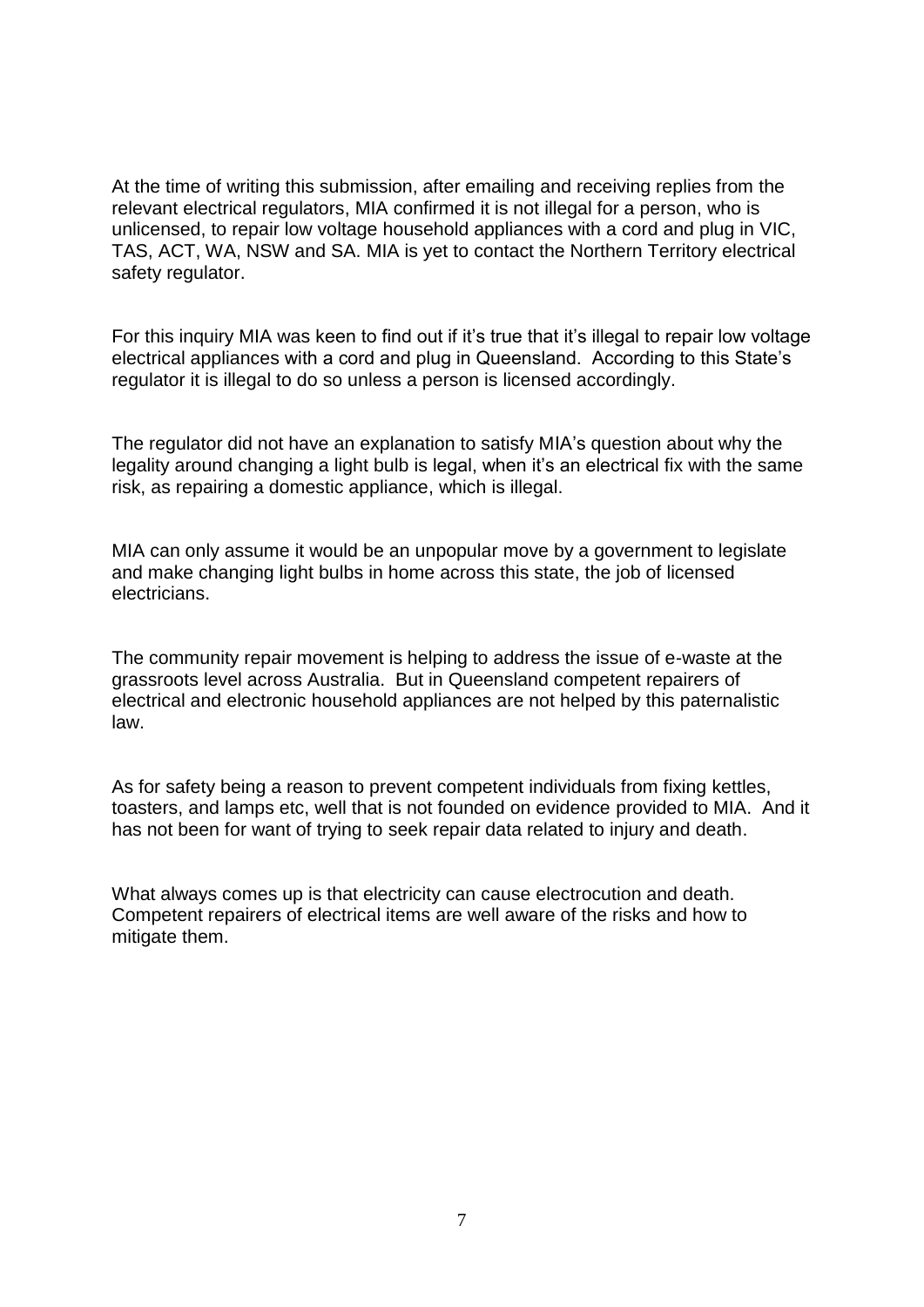At the time of writing this submission, after emailing and receiving replies from the relevant electrical regulators, MIA confirmed it is not illegal for a person, who is unlicensed, to repair low voltage household appliances with a cord and plug in VIC, TAS, ACT, WA, NSW and SA. MIA is yet to contact the Northern Territory electrical safety regulator.

For this inquiry MIA was keen to find out if it's true that it's illegal to repair low voltage electrical appliances with a cord and plug in Queensland. According to this State's regulator it is illegal to do so unless a person is licensed accordingly.

The regulator did not have an explanation to satisfy MIA's question about why the legality around changing a light bulb is legal, when it's an electrical fix with the same risk, as repairing a domestic appliance, which is illegal.

MIA can only assume it would be an unpopular move by a government to legislate and make changing light bulbs in home across this state, the job of licensed electricians.

The community repair movement is helping to address the issue of e-waste at the grassroots level across Australia. But in Queensland competent repairers of electrical and electronic household appliances are not helped by this paternalistic law.

As for safety being a reason to prevent competent individuals from fixing kettles, toasters, and lamps etc, well that is not founded on evidence provided to MIA. And it has not been for want of trying to seek repair data related to injury and death.

What always comes up is that electricity can cause electrocution and death. Competent repairers of electrical items are well aware of the risks and how to mitigate them.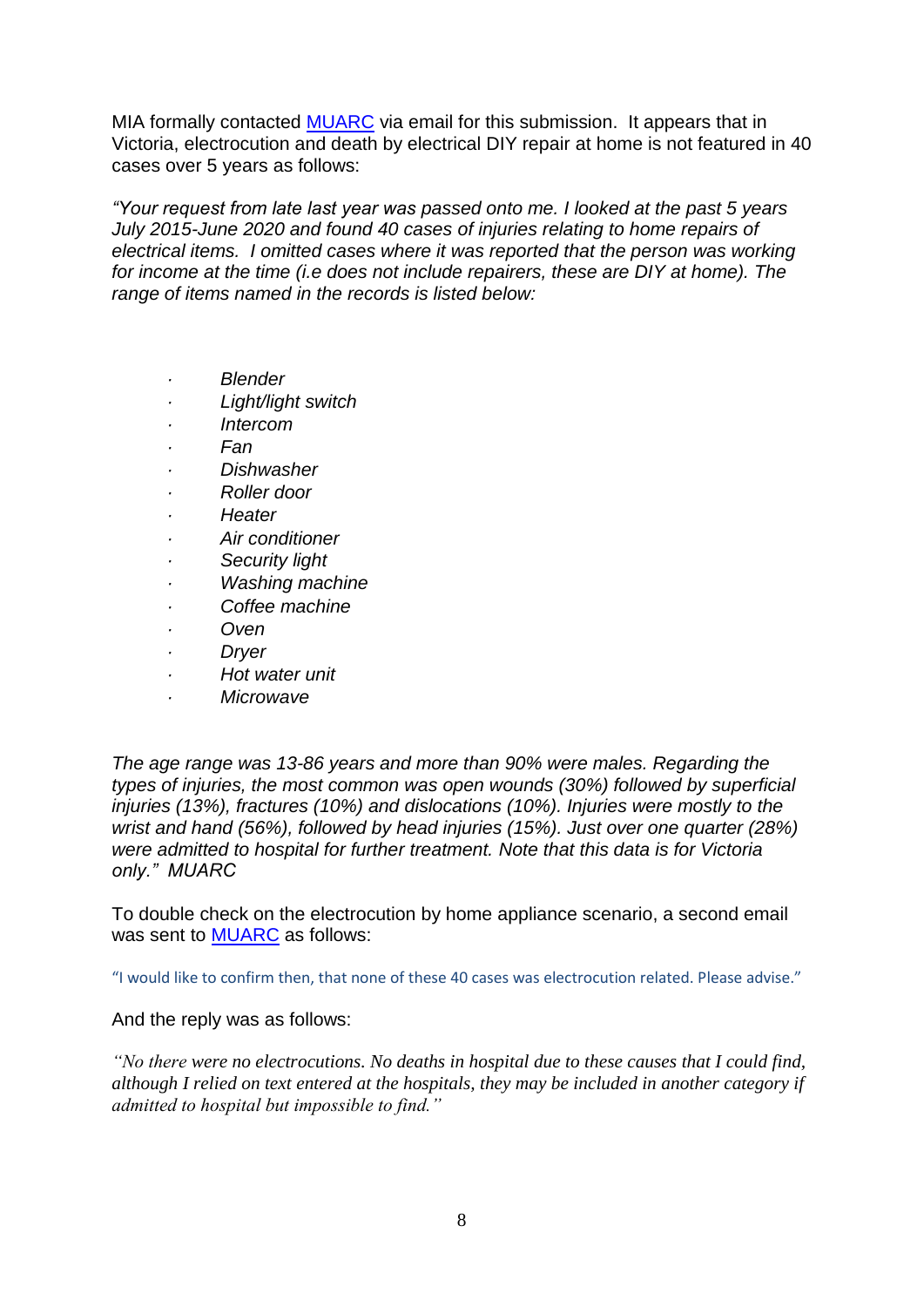MIA formally contacted MUARC via email for this submission. It appears that in Victoria, electrocution and death by electrical DIY repair at home is not featured in 40 cases over 5 years as follows:

*"Your request from late last year was passed onto me. I looked at the past 5 years July 2015-June 2020 and found 40 cases of injuries relating to home repairs of electrical items. I omitted cases where it was reported that the person was working for income at the time (i.e does not include repairers, these are DIY at home). The range of items named in the records is listed below:*

- *Blender*
- *Light/light switch*
- *Intercom*
- *Fan*
- *Dishwasher*
- *Roller door*
- *Heater*
- *Air conditioner*
- *Security light*
- *Washing machine*
- *Coffee machine*
- *Oven*
- *Dryer*
- *Hot water unit*
- *Microwave*

*The age range was 13-86 years and more than 90% were males. Regarding the types of injuries, the most common was open wounds (30%) followed by superficial injuries (13%), fractures (10%) and dislocations (10%). Injuries were mostly to the wrist and hand (56%), followed by head injuries (15%). Just over one quarter (28%) were admitted to hospital for further treatment. Note that this data is for Victoria only." MUARC*

To double check on the electrocution by home appliance scenario, a second email was sent to MUARC as follows:

"I would like to confirm then, that none of these 40 cases was electrocution related. Please advise."

And the reply was as follows:

*"No there were no electrocutions. No deaths in hospital due to these causes that I could find, although I relied on text entered at the hospitals, they may be included in another category if admitted to hospital but impossible to find."*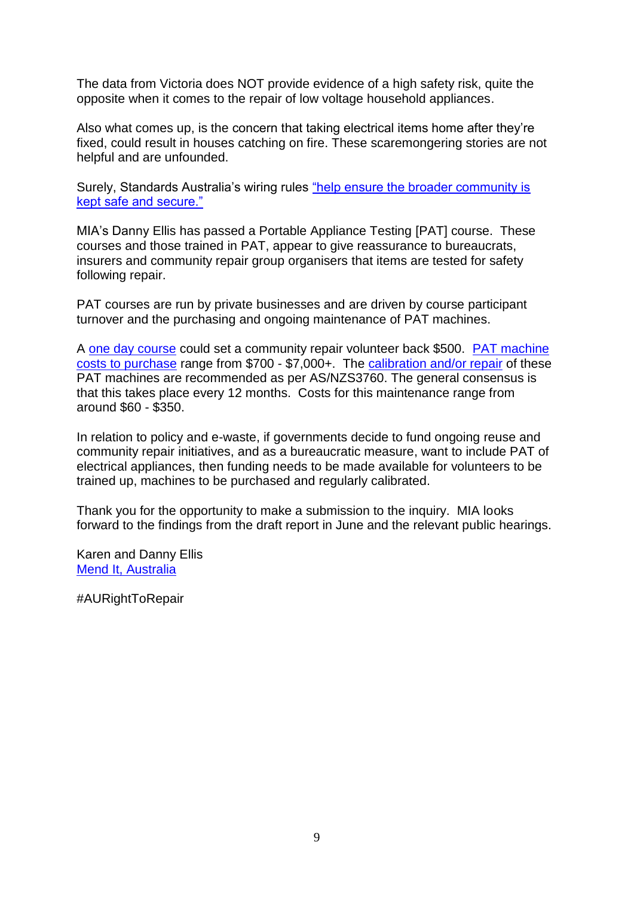The data from Victoria does NOT provide evidence of a high safety risk, quite the opposite when it comes to the repair of low voltage household appliances.

Also what comes up, is the concern that taking electrical items home after they're fixed, could result in houses catching on fire. These scaremongering stories are not helpful and are unfounded.

Surely, Standards Australia's wiring rules "help ensure the broader community is kept safe and secure."

MIA's Danny Ellis has passed a Portable Appliance Testing [PAT] course. These courses and those trained in PAT, appear to give reassurance to bureaucrats, insurers and community repair group organisers that items are tested for safety following repair.

PAT courses are run by private businesses and are driven by course participant turnover and the purchasing and ongoing maintenance of PAT machines.

A one day course could set a community repair volunteer back $500. PAT machine costs to purchase range from $700 - $7,000+. The calibration and/or repair of these PAT machines are recommended as per AS/NZS3760. The general consensus is that this takes place every 12 months. Costs for this maintenance range from around $60 - $350.

In relation to policy and e-waste, if governments decide to fund ongoing reuse and community repair initiatives, and as a bureaucratic measure, want to include PAT of electrical appliances, then funding needs to be made available for volunteers to be trained up, machines to be purchased and regularly calibrated.

Thank you for the opportunity to make a submission to the inquiry. MIA looks forward to the findings from the draft report in June and the relevant public hearings.

Karen and Danny Ellis
Mend It, Australia

#AURightToRepair